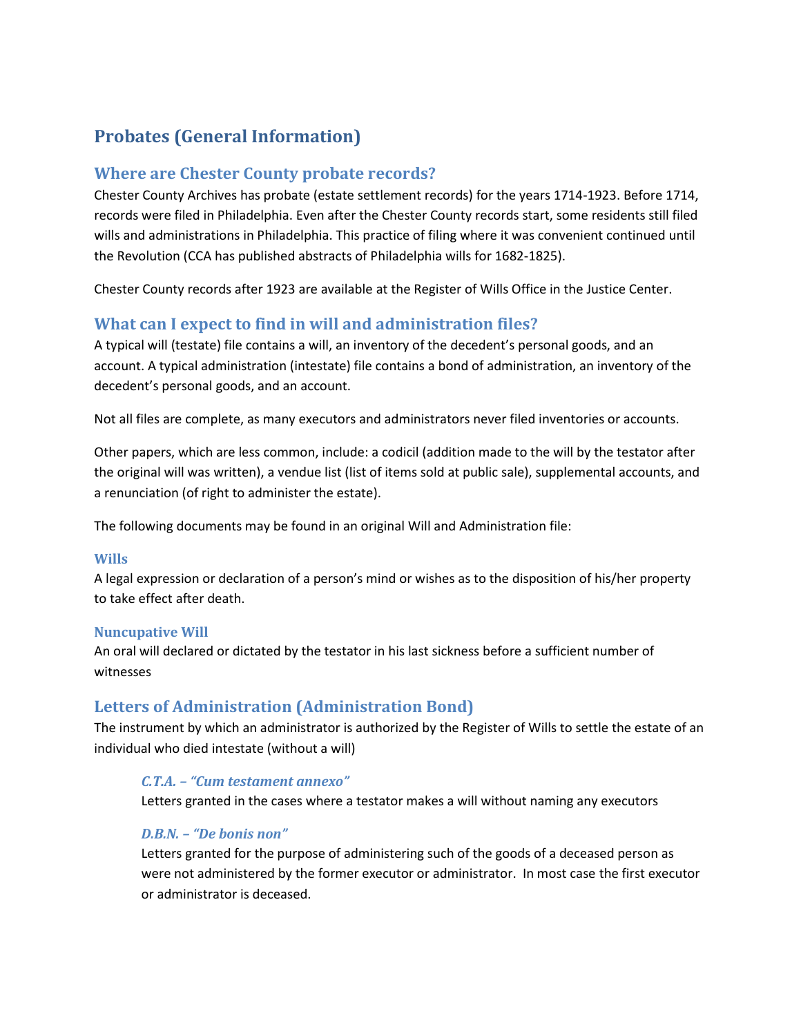# Probates (General Information)

## Where are Chester County probate records?

Chester County Archives has probate (estate settlement records) for the years 1714-1923. Before 1714, records were filed in Philadelphia. Even after the Chester County records start, some residents still filed wills and administrations in Philadelphia. This practice of filing where it was convenient continued until the Revolution (CCA has published abstracts of Philadelphia wills for 1682-1825).

Chester County records after 1923 are available at the Register of Wills Office in the Justice Center.

## What can I expect to find in will and administration files?

A typical will (testate) file contains a will, an inventory of the decedent's personal goods, and an account. A typical administration (intestate) file contains a bond of administration, an inventory of the decedent's personal goods, and an account.

Not all files are complete, as many executors and administrators never filed inventories or accounts.

Other papers, which are less common, include: a codicil (addition made to the will by the testator after the original will was written), a vendue list (list of items sold at public sale), supplemental accounts, and a renunciation (of right to administer the estate).

The following documents may be found in an original Will and Administration file:

### Wills

A legal expression or declaration of a person's mind or wishes as to the disposition of his/her property to take effect after death.

### Nuncupative Will

An oral will declared or dictated by the testator in his last sickness before a sufficient number of witnesses

## Letters of Administration (Administration Bond)

The instrument by which an administrator is authorized by the Register of Wills to settle the estate of an individual who died intestate (without a will)

#### *C.T.A. – "Cum testament annexo"*

Letters granted in the cases where a testator makes a will without naming any executors

#### *D.B.N. – "De bonis non"*

Letters granted for the purpose of administering such of the goods of a deceased person as were not administered by the former executor or administrator. In most case the first executor or administrator is deceased.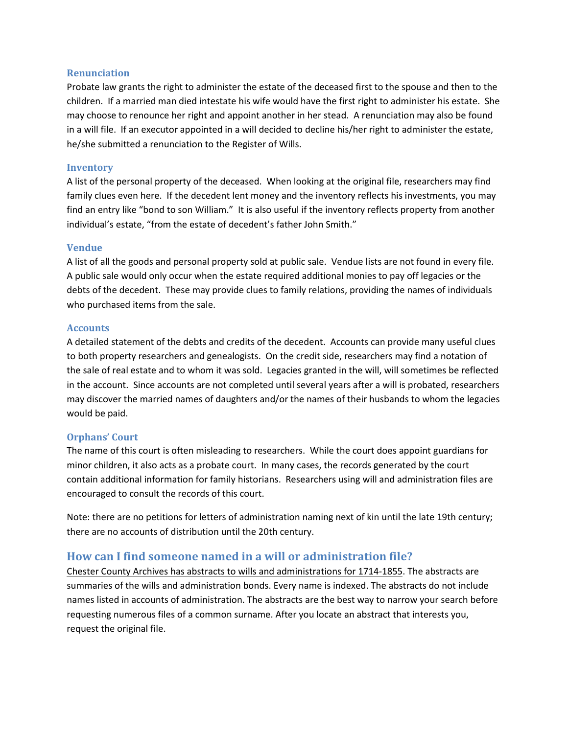### Renunciation

Probate law grants the right to administer the estate of the deceased first to the spouse and then to the children. If a married man died intestate his wife would have the first right to administer his estate. She may choose to renounce her right and appoint another in her stead. A renunciation may also be found in a will file. If an executor appointed in a will decided to decline his/her right to administer the estate, he/she submitted a renunciation to the Register of Wills.

### Inventory

A list of the personal property of the deceased. When looking at the original file, researchers may find family clues even here. If the decedent lent money and the inventory reflects his investments, you may find an entry like "bond to son William." It is also useful if the inventory reflects property from another individual's estate, "from the estate of decedent's father John Smith."

### Vendue

A list of all the goods and personal property sold at public sale. Vendue lists are not found in every file. A public sale would only occur when the estate required additional monies to pay off legacies or the debts of the decedent. These may provide clues to family relations, providing the names of individuals who purchased items from the sale.

### Accounts

A detailed statement of the debts and credits of the decedent. Accounts can provide many useful clues to both property researchers and genealogists. On the credit side, researchers may find a notation of the sale of real estate and to whom it was sold. Legacies granted in the will, will sometimes be reflected in the account. Since accounts are not completed until several years after a will is probated, researchers may discover the married names of daughters and/or the names of their husbands to whom the legacies would be paid.

### Orphans' Court

The name of this court is often misleading to researchers. While the court does appoint guardians for minor children, it also acts as a probate court. In many cases, the records generated by the court contain additional information for family historians. Researchers using will and administration files are encouraged to consult the records of this court.

Note: there are no petitions for letters of administration naming next of kin until the late 19th century; there are no accounts of distribution until the 20th century.

## How can I find someone named in a will or administration file?

Chester County Archives has abstracts to wills and administrations for 1714-1855. The abstracts are summaries of the wills and administration bonds. Every name is indexed. The abstracts do not include names listed in accounts of administration. The abstracts are the best way to narrow your search before requesting numerous files of a common surname. After you locate an abstract that interests you, request the original file.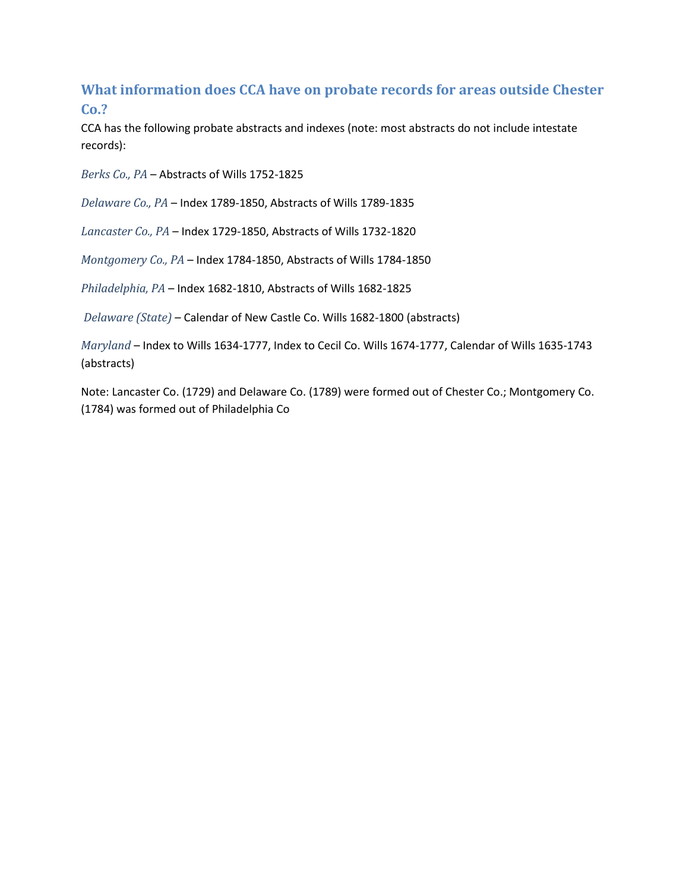## What information does CCA have on probate records for areas outside Chester Co.?

CCA has the following probate abstracts and indexes (note: most abstracts do not include intestate records):

*Berks Co., PA* – Abstracts of Wills 1752-1825

*Delaware Co., PA* – Index 1789-1850, Abstracts of Wills 1789-1835

*Lancaster Co., PA* – Index 1729-1850, Abstracts of Wills 1732-1820

*Montgomery Co., PA* – Index 1784-1850, Abstracts of Wills 1784-1850

*Philadelphia, PA* – Index 1682-1810, Abstracts of Wills 1682-1825

*Delaware (State)* – Calendar of New Castle Co. Wills 1682-1800 (abstracts)

*Maryland* – Index to Wills 1634-1777, Index to Cecil Co. Wills 1674-1777, Calendar of Wills 1635-1743 (abstracts)

Note: Lancaster Co. (1729) and Delaware Co. (1789) were formed out of Chester Co.; Montgomery Co. (1784) was formed out of Philadelphia Co